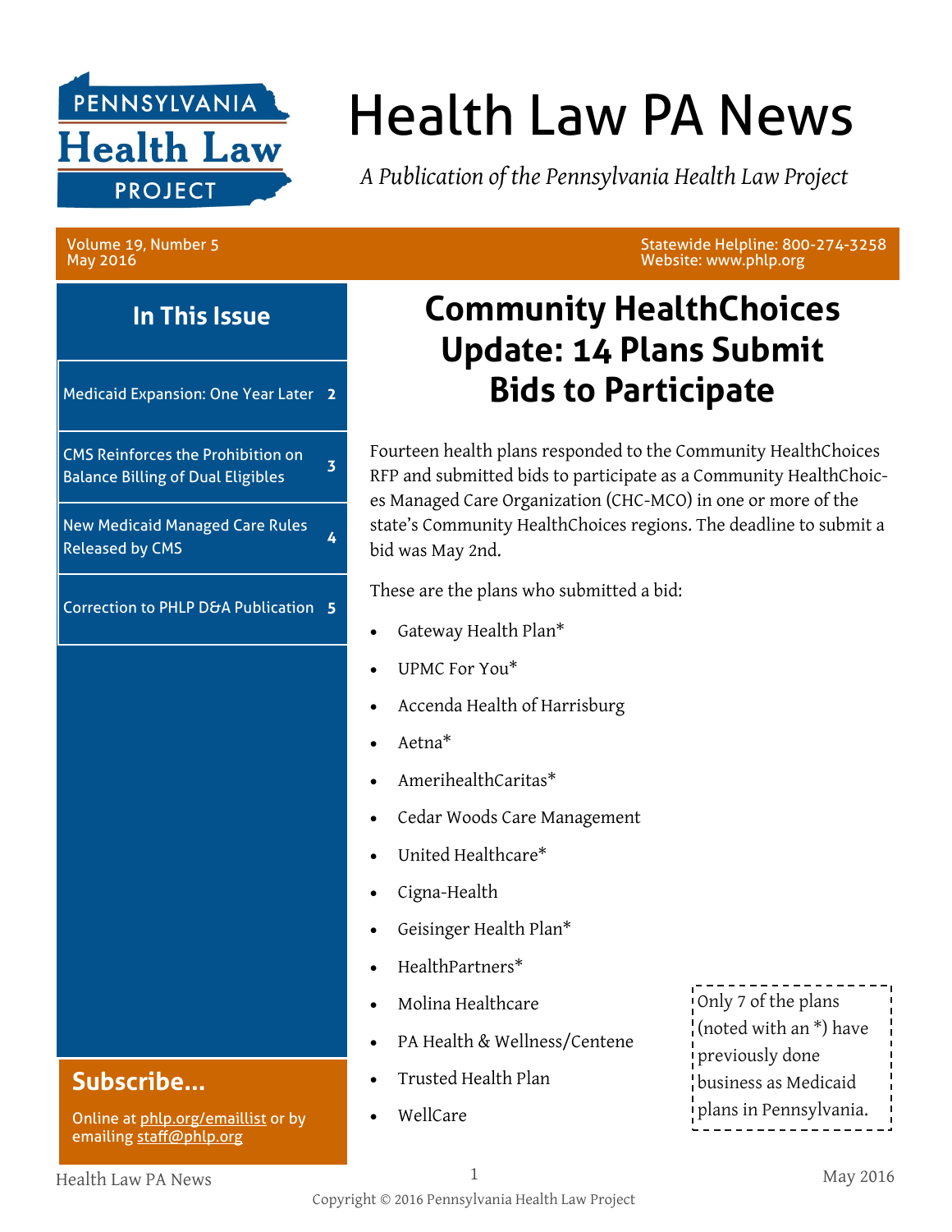# Health Law PA News

*A Publication of the Pennsylvania Health Law Project*

Volume 19, Number 5
May 2016

Statewide Helpline: 800-274-3258
Website: www.phlp.org

## In This Issue

| | |
|---|---|
| Medicaid Expansion: One Year Later | 2 |
| CMS Reinforces the Prohibition on Balance Billing of Dual Eligibles | 3 |
| New Medicaid Managed Care Rules Released by CMS | 4 |
| Correction to PHLP D&A Publication | 5 |

## Subscribe...

Online at phlp.org/emaillist or by emailing staff@phlp.org

# Community HealthChoices Update: 14 Plans Submit Bids to Participate

Fourteen health plans responded to the Community HealthChoices RFP and submitted bids to participate as a Community HealthChoices Managed Care Organization (CHC-MCO) in one or more of the state's Community HealthChoices regions. The deadline to submit a bid was May 2nd.

These are the plans who submitted a bid:

- Gateway Health Plan*
- UPMC For You*
- Accenda Health of Harrisburg
- Aetna*
- AmerihealthCaritas*
- Cedar Woods Care Management
- United Healthcare*
- Cigna-Health
- Geisinger Health Plan*
- HealthPartners*
- Molina Healthcare
- PA Health & Wellness/Centene
- Trusted Health Plan
- WellCare

Only 7 of the plans (noted with an *) have previously done business as Medicaid plans in Pennsylvania.

Copyright © 2016 Pennsylvania Health Law Project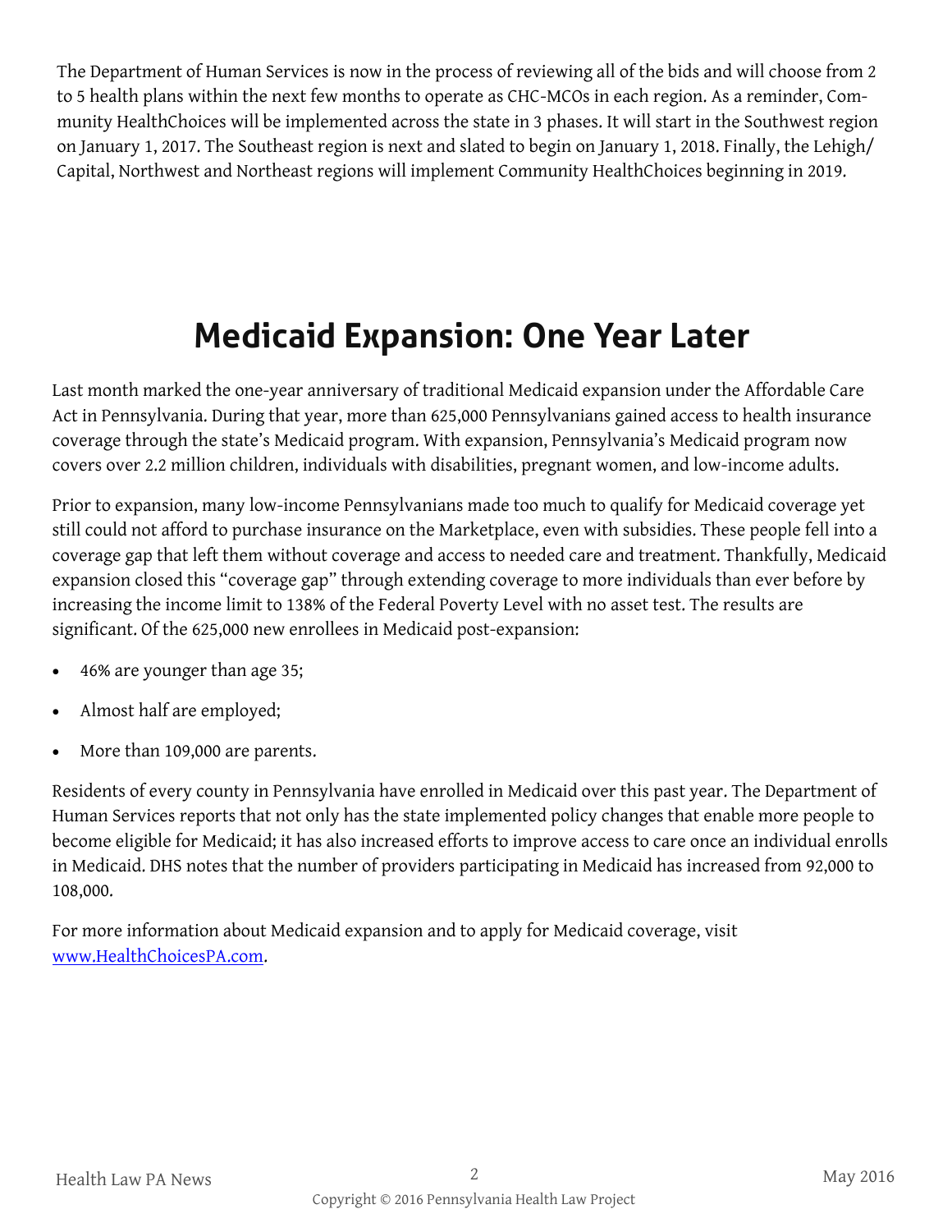The Department of Human Services is now in the process of reviewing all of the bids and will choose from 2 to 5 health plans within the next few months to operate as CHC-MCOs in each region. As a reminder, Community HealthChoices will be implemented across the state in 3 phases. It will start in the Southwest region on January 1, 2017. The Southeast region is next and slated to begin on January 1, 2018. Finally, the Lehigh/Capital, Northwest and Northeast regions will implement Community HealthChoices beginning in 2019.

# Medicaid Expansion: One Year Later

Last month marked the one-year anniversary of traditional Medicaid expansion under the Affordable Care Act in Pennsylvania. During that year, more than 625,000 Pennsylvanians gained access to health insurance coverage through the state's Medicaid program. With expansion, Pennsylvania's Medicaid program now covers over 2.2 million children, individuals with disabilities, pregnant women, and low-income adults.

Prior to expansion, many low-income Pennsylvanians made too much to qualify for Medicaid coverage yet still could not afford to purchase insurance on the Marketplace, even with subsidies. These people fell into a coverage gap that left them without coverage and access to needed care and treatment. Thankfully, Medicaid expansion closed this "coverage gap" through extending coverage to more individuals than ever before by increasing the income limit to 138% of the Federal Poverty Level with no asset test. The results are significant. Of the 625,000 new enrollees in Medicaid post-expansion:

- 46% are younger than age 35;
- Almost half are employed;
- More than 109,000 are parents.

Residents of every county in Pennsylvania have enrolled in Medicaid over this past year. The Department of Human Services reports that not only has the state implemented policy changes that enable more people to become eligible for Medicaid; it has also increased efforts to improve access to care once an individual enrolls in Medicaid. DHS notes that the number of providers participating in Medicaid has increased from 92,000 to 108,000.

For more information about Medicaid expansion and to apply for Medicaid coverage, visit [www.HealthChoicesPA.com](http://www.HealthChoicesPA.com).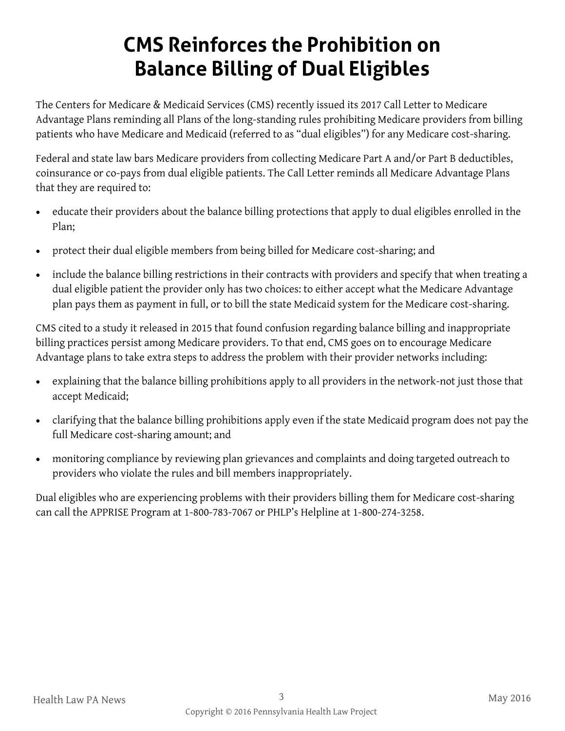# CMS Reinforces the Prohibition on Balance Billing of Dual Eligibles

The Centers for Medicare & Medicaid Services (CMS) recently issued its 2017 Call Letter to Medicare Advantage Plans reminding all Plans of the long-standing rules prohibiting Medicare providers from billing patients who have Medicare and Medicaid (referred to as "dual eligibles") for any Medicare cost-sharing.

Federal and state law bars Medicare providers from collecting Medicare Part A and/or Part B deductibles, coinsurance or co-pays from dual eligible patients. The Call Letter reminds all Medicare Advantage Plans that they are required to:

- educate their providers about the balance billing protections that apply to dual eligibles enrolled in the Plan;
- protect their dual eligible members from being billed for Medicare cost-sharing; and
- include the balance billing restrictions in their contracts with providers and specify that when treating a dual eligible patient the provider only has two choices: to either accept what the Medicare Advantage plan pays them as payment in full, or to bill the state Medicaid system for the Medicare cost-sharing.

CMS cited to a study it released in 2015 that found confusion regarding balance billing and inappropriate billing practices persist among Medicare providers. To that end, CMS goes on to encourage Medicare Advantage plans to take extra steps to address the problem with their provider networks including:

- explaining that the balance billing prohibitions apply to all providers in the network-not just those that accept Medicaid;
- clarifying that the balance billing prohibitions apply even if the state Medicaid program does not pay the full Medicare cost-sharing amount; and
- monitoring compliance by reviewing plan grievances and complaints and doing targeted outreach to providers who violate the rules and bill members inappropriately.

Dual eligibles who are experiencing problems with their providers billing them for Medicare cost-sharing can call the APPRISE Program at 1-800-783-7067 or PHLP's Helpline at 1-800-274-3258.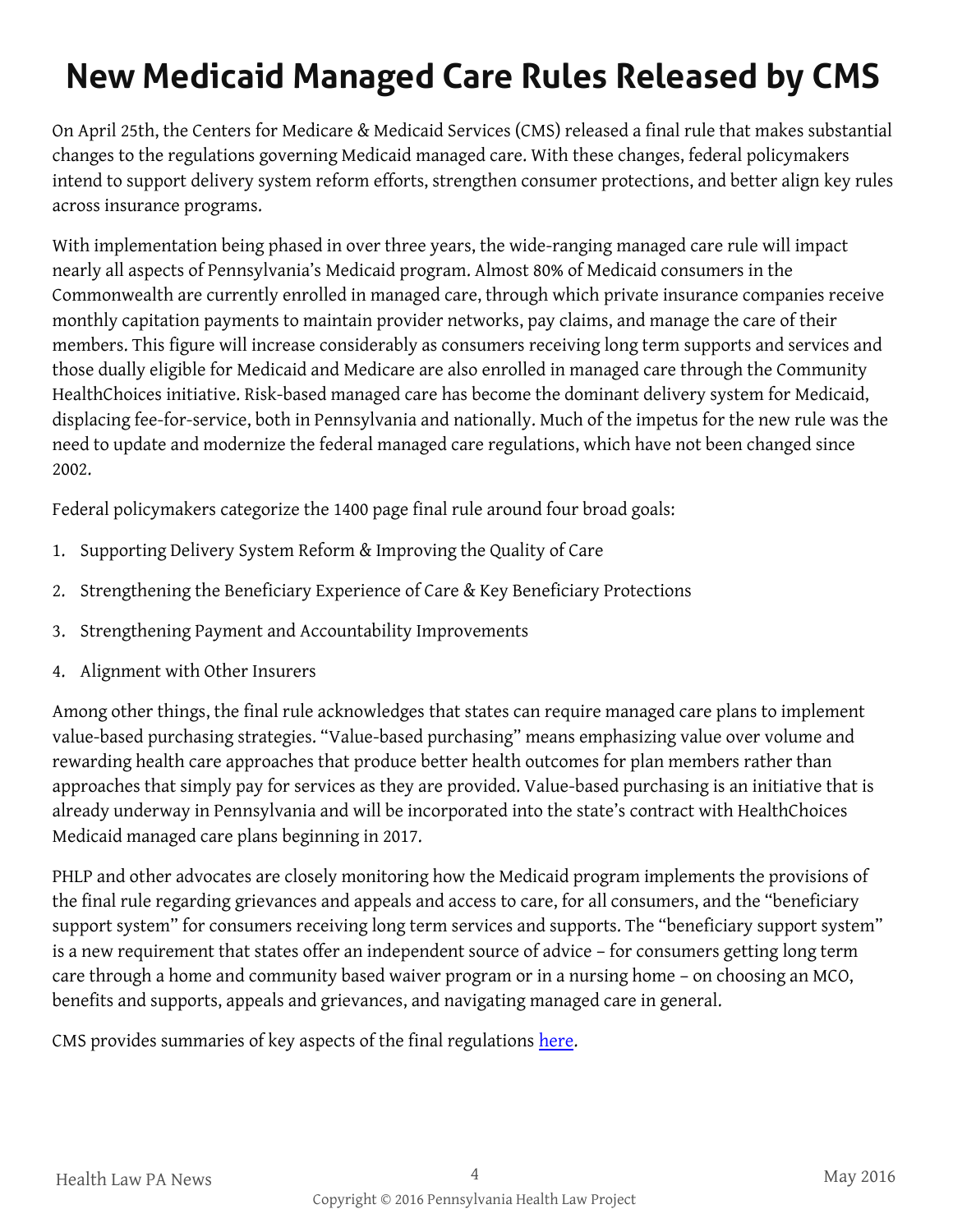# New Medicaid Managed Care Rules Released by CMS

On April 25th, the Centers for Medicare & Medicaid Services (CMS) released a final rule that makes substantial changes to the regulations governing Medicaid managed care. With these changes, federal policymakers intend to support delivery system reform efforts, strengthen consumer protections, and better align key rules across insurance programs.

With implementation being phased in over three years, the wide-ranging managed care rule will impact nearly all aspects of Pennsylvania's Medicaid program. Almost 80% of Medicaid consumers in the Commonwealth are currently enrolled in managed care, through which private insurance companies receive monthly capitation payments to maintain provider networks, pay claims, and manage the care of their members. This figure will increase considerably as consumers receiving long term supports and services and those dually eligible for Medicaid and Medicare are also enrolled in managed care through the Community HealthChoices initiative. Risk-based managed care has become the dominant delivery system for Medicaid, displacing fee-for-service, both in Pennsylvania and nationally. Much of the impetus for the new rule was the need to update and modernize the federal managed care regulations, which have not been changed since 2002.

Federal policymakers categorize the 1400 page final rule around four broad goals:

1. Supporting Delivery System Reform & Improving the Quality of Care
2. Strengthening the Beneficiary Experience of Care & Key Beneficiary Protections
3. Strengthening Payment and Accountability Improvements
4. Alignment with Other Insurers

Among other things, the final rule acknowledges that states can require managed care plans to implement value-based purchasing strategies. "Value-based purchasing" means emphasizing value over volume and rewarding health care approaches that produce better health outcomes for plan members rather than approaches that simply pay for services as they are provided. Value-based purchasing is an initiative that is already underway in Pennsylvania and will be incorporated into the state's contract with HealthChoices Medicaid managed care plans beginning in 2017.

PHLP and other advocates are closely monitoring how the Medicaid program implements the provisions of the final rule regarding grievances and appeals and access to care, for all consumers, and the "beneficiary support system" for consumers receiving long term services and supports. The "beneficiary support system" is a new requirement that states offer an independent source of advice – for consumers getting long term care through a home and community based waiver program or in a nursing home – on choosing an MCO, benefits and supports, appeals and grievances, and navigating managed care in general.

CMS provides summaries of key aspects of the final regulations here.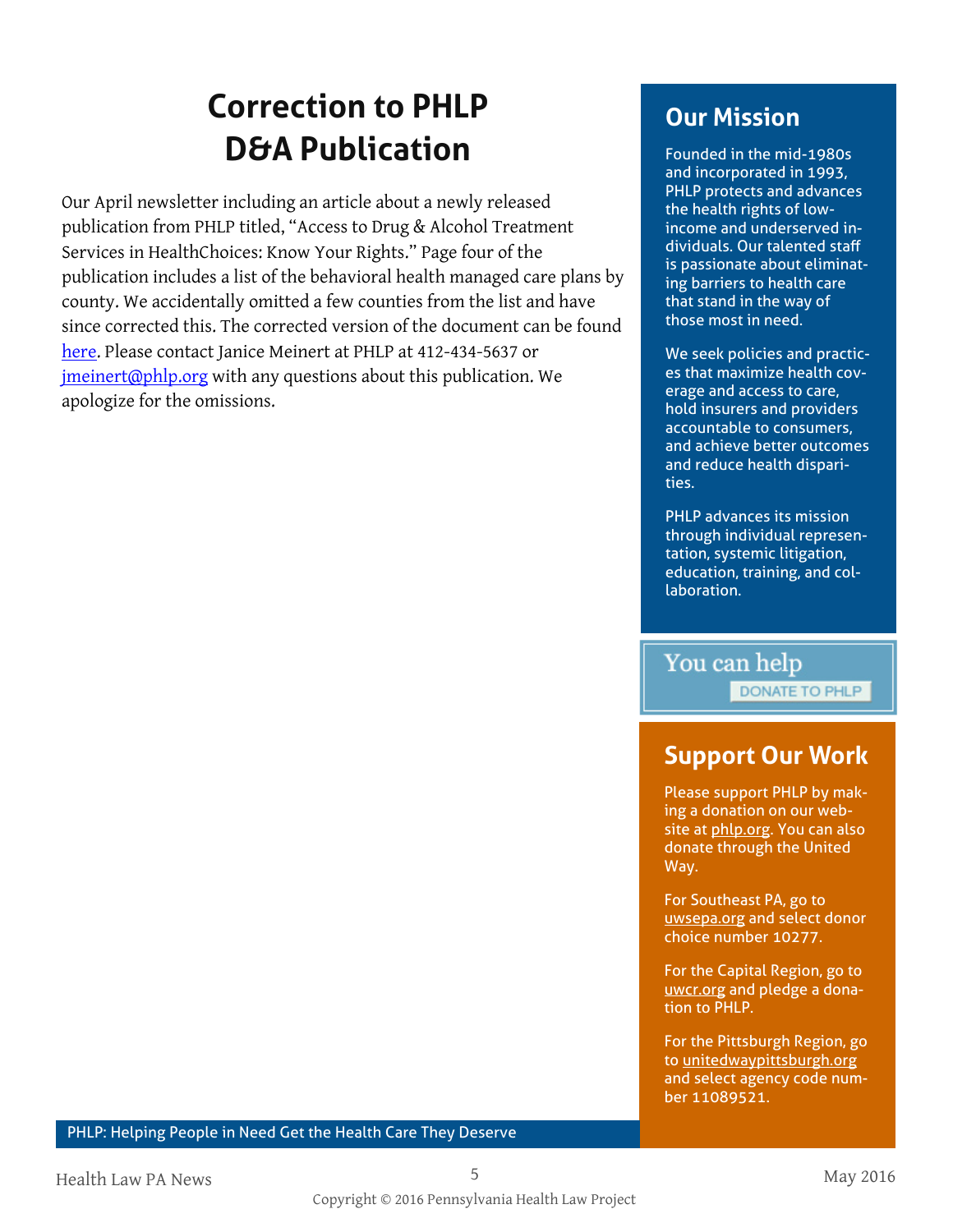# Correction to PHLP D&A Publication

Our April newsletter including an article about a newly released publication from PHLP titled, "Access to Drug & Alcohol Treatment Services in HealthChoices: Know Your Rights." Page four of the publication includes a list of the behavioral health managed care plans by county. We accidentally omitted a few counties from the list and have since corrected this. The corrected version of the document can be found here. Please contact Janice Meinert at PHLP at 412-434-5637 or jmeinert@phlp.org with any questions about this publication. We apologize for the omissions.

## Our Mission

Founded in the mid-1980s and incorporated in 1993, PHLP protects and advances the health rights of low-income and underserved individuals. Our talented staff is passionate about eliminating barriers to health care that stand in the way of those most in need.

We seek policies and practices that maximize health coverage and access to care, hold insurers and providers accountable to consumers, and achieve better outcomes and reduce health disparities.

PHLP advances its mission through individual representation, systemic litigation, education, training, and collaboration.

You can help

DONATE TO PHLP

## Support Our Work

Please support PHLP by making a donation on our website at phlp.org. You can also donate through the United Way.

For Southeast PA, go to uwsepa.org and select donor choice number 10277.

For the Capital Region, go to uwcr.org and pledge a donation to PHLP.

For the Pittsburgh Region, go to unitedwaypittsburgh.org and select agency code number 11089521.

PHLP: Helping People in Need Get the Health Care They Deserve

Copyright © 2016 Pennsylvania Health Law Project